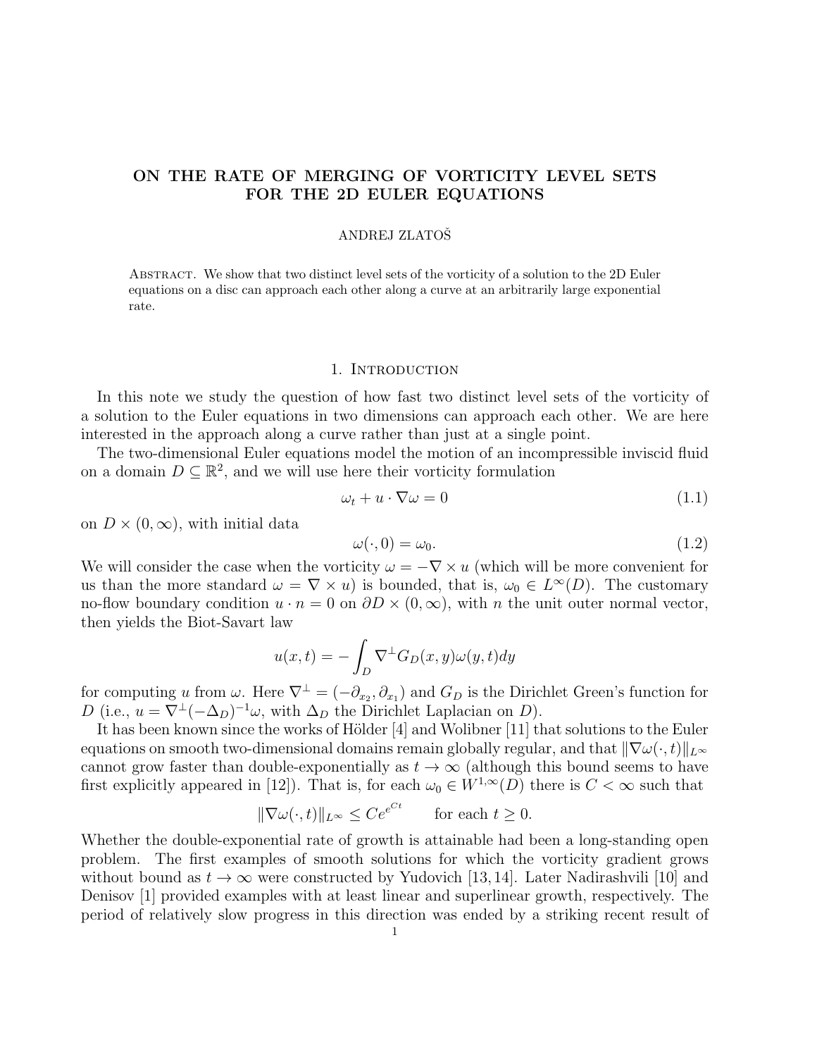# ON THE RATE OF MERGING OF VORTICITY LEVEL SETS FOR THE 2D EULER EQUATIONS

ANDREJ ZLATOŠ

Abstract. We show that two distinct level sets of the vorticity of a solution to the 2D Euler equations on a disc can approach each other along a curve at an arbitrarily large exponential rate.

## 1. Introduction

In this note we study the question of how fast two distinct level sets of the vorticity of a solution to the Euler equations in two dimensions can approach each other. We are here interested in the approach along a curve rather than just at a single point.

The two-dimensional Euler equations model the motion of an incompressible inviscid fluid on a domain $D \subseteq \mathbb{R}^2$, and we will use here their vorticity formulation

$$\omega_t + u \cdot \nabla \omega = 0 \tag{1.1}$$

on $D \times (0, \infty)$, with initial data

$$\omega(\cdot, 0) = \omega_0. \tag{1.2}$$

We will consider the case when the vorticity $\omega = -\nabla \times u$ (which will be more convenient for us than the more standard $\omega = \nabla \times u$) is bounded, that is, $\omega_0 \in L^\infty(D)$. The customary no-flow boundary condition $u \cdot n = 0$ on $\partial D \times (0, \infty)$, with $n$ the unit outer normal vector, then yields the Biot-Savart law

$$u(x,t) = -\int_D \nabla^\perp G_D(x,y)\omega(y,t)dy$$

for computing $u$ from $\omega$. Here $\nabla^\perp = (-\partial_{x_2}, \partial_{x_1})$ and $G_D$ is the Dirichlet Green's function for $D$ (i.e., $u = \nabla^\perp(-\Delta_D)^{-1}\omega$, with $\Delta_D$ the Dirichlet Laplacian on $D$).

It has been known since the works of Hölder [4] and Wolibner [11] that solutions to the Euler equations on smooth two-dimensional domains remain globally regular, and that $\|\nabla\omega(\cdot,t)\|_{L^\infty}$ cannot grow faster than double-exponentially as $t \to \infty$ (although this bound seems to have first explicitly appeared in [12]). That is, for each $\omega_0 \in W^{1,\infty}(D)$ there is $C < \infty$ such that

$$\|\nabla\omega(\cdot,t)\|_{L^\infty} \le Ce^{e^{Ct}} \qquad \text{for each } t \ge 0.$$

Whether the double-exponential rate of growth is attainable had been a long-standing open problem. The first examples of smooth solutions for which the vorticity gradient grows without bound as $t \to \infty$ were constructed by Yudovich [13,14]. Later Nadirashvili [10] and Denisov [1] provided examples with at least linear and superlinear growth, respectively. The period of relatively slow progress in this direction was ended by a striking recent result of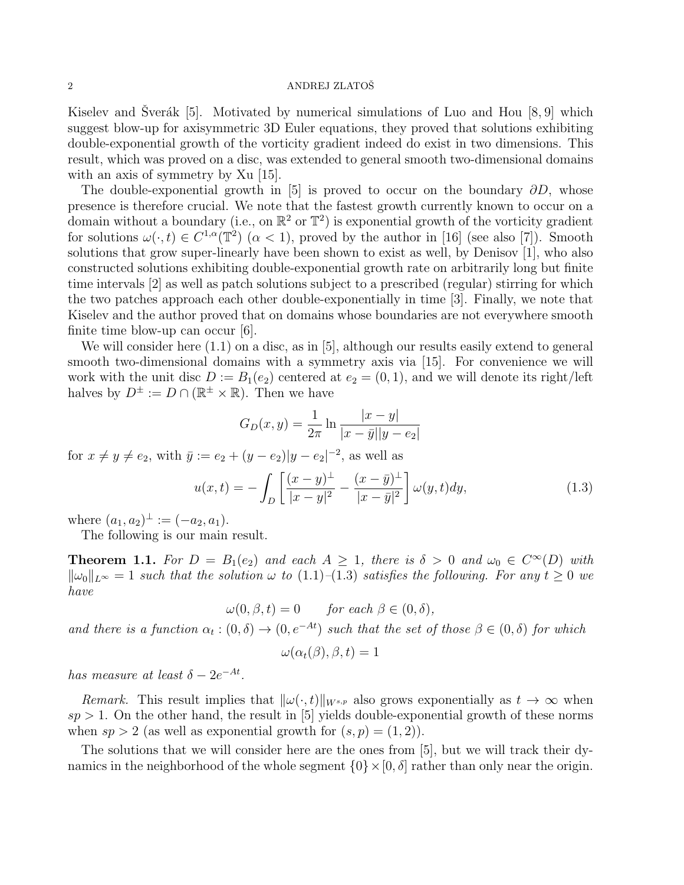Kiselev and Šverák [5]. Motivated by numerical simulations of Luo and Hou [8, 9] which suggest blow-up for axisymmetric 3D Euler equations, they proved that solutions exhibiting double-exponential growth of the vorticity gradient indeed do exist in two dimensions. This result, which was proved on a disc, was extended to general smooth two-dimensional domains with an axis of symmetry by Xu [15].

The double-exponential growth in [5] is proved to occur on the boundary $\partial D$, whose presence is therefore crucial. We note that the fastest growth currently known to occur on a domain without a boundary (i.e., on $\mathbb{R}^2$ or $\mathbb{T}^2$) is exponential growth of the vorticity gradient for solutions $\omega(\cdot, t) \in C^{1,\alpha}(\mathbb{T}^2)$ ($\alpha < 1$), proved by the author in [16] (see also [7]). Smooth solutions that grow super-linearly have been shown to exist as well, by Denisov [1], who also constructed solutions exhibiting double-exponential growth rate on arbitrarily long but finite time intervals [2] as well as patch solutions subject to a prescribed (regular) stirring for which the two patches approach each other double-exponentially in time [3]. Finally, we note that Kiselev and the author proved that on domains whose boundaries are not everywhere smooth finite time blow-up can occur [6].

We will consider here (1.1) on a disc, as in [5], although our results easily extend to general smooth two-dimensional domains with a symmetry axis via [15]. For convenience we will work with the unit disc $D := B_1(e_2)$ centered at $e_2 = (0, 1)$, and we will denote its right/left halves by $D^\pm := D \cap (\mathbb{R}^\pm \times \mathbb{R})$. Then we have

$$G_D(x, y) = \frac{1}{2\pi} \ln \frac{|x - y|}{|x - \bar{y}||y - e_2|}$$

for $x \neq y \neq e_2$, with $\bar{y} := e_2 + (y - e_2)|y - e_2|^{-2}$, as well as

$$u(x, t) = -\int_D \left[ \frac{(x - y)^\perp}{|x - y|^2} - \frac{(x - \bar{y})^\perp}{|x - \bar{y}|^2} \right] \omega(y, t) dy, \tag{1.3}$$

where $(a_1, a_2)^\perp := (-a_2, a_1)$.

The following is our main result.

**Theorem 1.1.** *For $D = B_1(e_2)$ and each $A \geq 1$, there is $\delta > 0$ and $\omega_0 \in C^\infty(D)$ with $\|\omega_0\|_{L^\infty} = 1$ such that the solution $\omega$ to (1.1)–(1.3) satisfies the following. For any $t \geq 0$ we have*

$$\omega(0, \beta, t) = 0 \qquad \textit{for each } \beta \in (0, \delta),$$

*and there is a function $\alpha_t : (0, \delta) \to (0, e^{-At})$ such that the set of those $\beta \in (0, \delta)$ for which*

$$\omega(\alpha_t(\beta), \beta, t) = 1$$

*has measure at least $\delta - 2e^{-At}$.*

*Remark.* This result implies that $\|\omega(\cdot, t)\|_{W^{s,p}}$ also grows exponentially as $t \to \infty$ when $sp > 1$. On the other hand, the result in [5] yields double-exponential growth of these norms when $sp > 2$ (as well as exponential growth for $(s, p) = (1, 2)$).

The solutions that we will consider here are the ones from [5], but we will track their dynamics in the neighborhood of the whole segment $\{0\} \times [0, \delta]$ rather than only near the origin.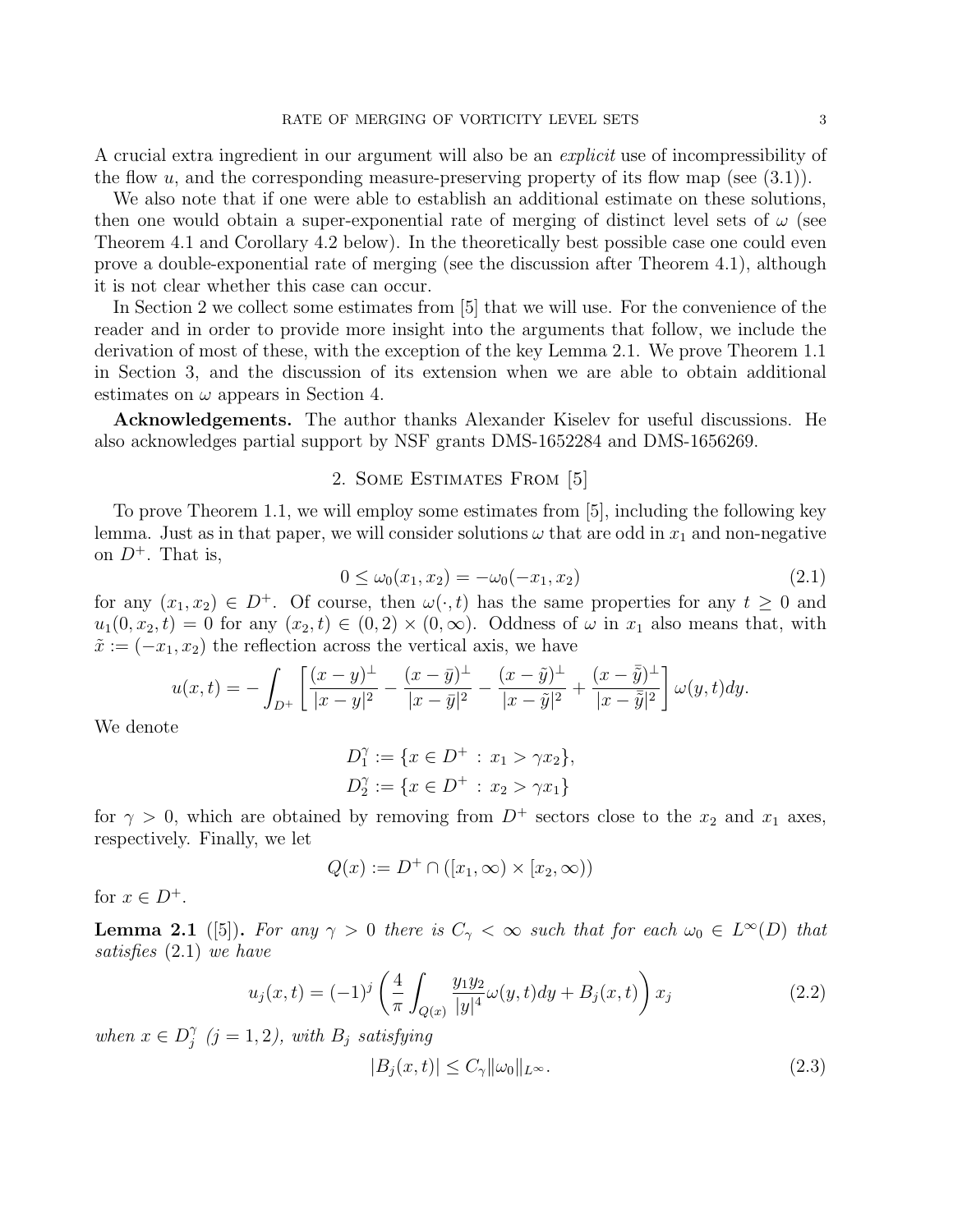A crucial extra ingredient in our argument will also be an *explicit* use of incompressibility of the flow $u$, and the corresponding measure-preserving property of its flow map (see (3.1)).

We also note that if one were able to establish an additional estimate on these solutions, then one would obtain a super-exponential rate of merging of distinct level sets of $\omega$ (see Theorem 4.1 and Corollary 4.2 below). In the theoretically best possible case one could even prove a double-exponential rate of merging (see the discussion after Theorem 4.1), although it is not clear whether this case can occur.

In Section 2 we collect some estimates from [5] that we will use. For the convenience of the reader and in order to provide more insight into the arguments that follow, we include the derivation of most of these, with the exception of the key Lemma 2.1. We prove Theorem 1.1 in Section 3, and the discussion of its extension when we are able to obtain additional estimates on $\omega$ appears in Section 4.

**Acknowledgements.** The author thanks Alexander Kiselev for useful discussions. He also acknowledges partial support by NSF grants DMS-1652284 and DMS-1656269.

## 2. Some Estimates From [5]

To prove Theorem 1.1, we will employ some estimates from [5], including the following key lemma. Just as in that paper, we will consider solutions $\omega$ that are odd in $x_1$ and non-negative on $D^+$. That is,

$$0 \le \omega_0(x_1, x_2) = -\omega_0(-x_1, x_2) \tag{2.1}$$

for any $(x_1, x_2) \in D^+$. Of course, then $\omega(\cdot, t)$ has the same properties for any $t \ge 0$ and $u_1(0, x_2, t) = 0$ for any $(x_2, t) \in (0, 2) \times (0, \infty)$. Oddness of $\omega$ in $x_1$ also means that, with $\tilde{x} := (-x_1, x_2)$ the reflection across the vertical axis, we have

$$u(x,t) = -\int_{D^+} \left[ \frac{(x-y)^\perp}{|x-y|^2} - \frac{(x-\bar{y})^\perp}{|x-\bar{y}|^2} - \frac{(x-\tilde{y})^\perp}{|x-\tilde{y}|^2} + \frac{(x-\bar{\tilde{y}})^\perp}{|x-\bar{\tilde{y}}|^2} \right] \omega(y,t) dy.$$

We denote

$$D_1^\gamma := \{x \in D^+ \,:\, x_1 > \gamma x_2\},$$
$$D_2^\gamma := \{x \in D^+ \,:\, x_2 > \gamma x_1\}$$

for $\gamma > 0$, which are obtained by removing from $D^+$ sectors close to the $x_2$ and $x_1$ axes, respectively. Finally, we let

$$Q(x) := D^+ \cap ([x_1, \infty) \times [x_2, \infty))$$

for $x \in D^+$.

**Lemma 2.1** ([5])**.** *For any $\gamma > 0$ there is $C_\gamma < \infty$ such that for each $\omega_0 \in L^\infty(D)$ that satisfies* (2.1) *we have*

$$u_j(x,t) = (-1)^j \left( \frac{4}{\pi} \int_{Q(x)} \frac{y_1 y_2}{|y|^4} \omega(y,t) dy + B_j(x,t) \right) x_j \tag{2.2}$$

*when $x \in D_j^\gamma$ ($j = 1, 2$), with $B_j$ satisfying*

$$|B_j(x,t)| \le C_\gamma \|\omega_0\|_{L^\infty}. \tag{2.3}$$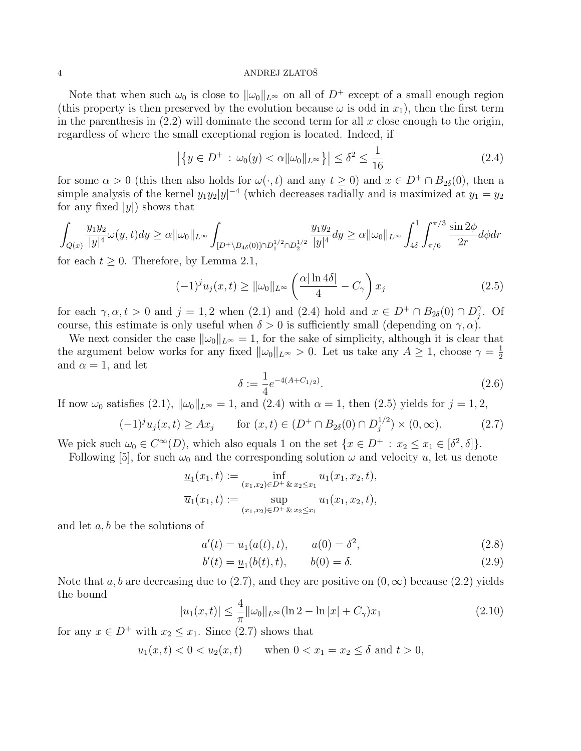Note that when such $\omega_0$ is close to $\|\omega_0\|_{L^\infty}$ on all of $D^+$ except of a small enough region (this property is then preserved by the evolution because $\omega$ is odd in $x_1$), then the first term in the parenthesis in (2.2) will dominate the second term for all $x$ close enough to the origin, regardless of where the small exceptional region is located. Indeed, if

$$\left|\left\{y \in D^+ \,:\, \omega_0(y) < \alpha\|\omega_0\|_{L^\infty}\right\}\right| \le \delta^2 \le \frac{1}{16} \tag{2.4}$$

for some $\alpha > 0$ (this then also holds for $\omega(\cdot,t)$ and any $t \ge 0$) and $x \in D^+ \cap B_{2\delta}(0)$, then a simple analysis of the kernel $y_1y_2|y|^{-4}$ (which decreases radially and is maximized at $y_1 = y_2$ for any fixed $|y|$) shows that

$$\int_{Q(x)} \frac{y_1y_2}{|y|^4}\omega(y,t)dy \ge \alpha\|\omega_0\|_{L^\infty}\int_{[D^+\setminus B_{4\delta}(0)]\cap D_1^{1/2}\cap D_2^{1/2}} \frac{y_1y_2}{|y|^4}dy \ge \alpha\|\omega_0\|_{L^\infty}\int_{4\delta}^1\int_{\pi/6}^{\pi/3}\frac{\sin 2\phi}{2r}d\phi dr$$

for each $t \ge 0$. Therefore, by Lemma 2.1,

$$(-1)^j u_j(x,t) \ge \|\omega_0\|_{L^\infty}\left(\frac{\alpha|\ln 4\delta|}{4} - C_\gamma\right)x_j \tag{2.5}$$

for each $\gamma, \alpha, t > 0$ and $j = 1, 2$ when (2.1) and (2.4) hold and $x \in D^+ \cap B_{2\delta}(0) \cap D_j^\gamma$. Of course, this estimate is only useful when $\delta > 0$ is sufficiently small (depending on $\gamma, \alpha$).

We next consider the case $\|\omega_0\|_{L^\infty} = 1$, for the sake of simplicity, although it is clear that the argument below works for any fixed $\|\omega_0\|_{L^\infty} > 0$. Let us take any $A \ge 1$, choose $\gamma = \frac{1}{2}$ and $\alpha = 1$, and let

$$\delta := \frac{1}{4}e^{-4(A+C_{1/2})}. \tag{2.6}$$

If now $\omega_0$ satisfies (2.1), $\|\omega_0\|_{L^\infty} = 1$, and (2.4) with $\alpha = 1$, then (2.5) yields for $j = 1, 2$,

$$(-1)^j u_j(x,t) \ge Ax_j \qquad \text{for } (x,t) \in (D^+ \cap B_{2\delta}(0) \cap D_j^{1/2}) \times (0,\infty). \tag{2.7}$$

We pick such $\omega_0 \in C^\infty(D)$, which also equals 1 on the set $\{x \in D^+ \,:\, x_2 \le x_1 \in [\delta^2, \delta]\}$.

Following [5], for such $\omega_0$ and the corresponding solution $\omega$ and velocity $u$, let us denote

$$\underline{u}_1(x_1,t) := \inf_{(x_1,x_2)\in D^+ \,\&\, x_2 \le x_1} u_1(x_1,x_2,t),$$
$$\overline{u}_1(x_1,t) := \sup_{(x_1,x_2)\in D^+ \,\&\, x_2 \le x_1} u_1(x_1,x_2,t),$$

and let $a, b$ be the solutions of

$$a'(t) = \overline{u}_1(a(t),t), \qquad a(0) = \delta^2, \tag{2.8}$$

$$b'(t) = \underline{u}_1(b(t),t), \qquad b(0) = \delta. \tag{2.9}$$

Note that $a, b$ are decreasing due to (2.7), and they are positive on $(0,\infty)$ because (2.2) yields the bound

$$|u_1(x,t)| \le \frac{4}{\pi}\|\omega_0\|_{L^\infty}(\ln 2 - \ln|x| + C_\gamma)x_1 \tag{2.10}$$

for any $x \in D^+$ with $x_2 \le x_1$. Since (2.7) shows that

$$u_1(x,t) < 0 < u_2(x,t) \qquad \text{when } 0 < x_1 = x_2 \le \delta \text{ and } t > 0,$$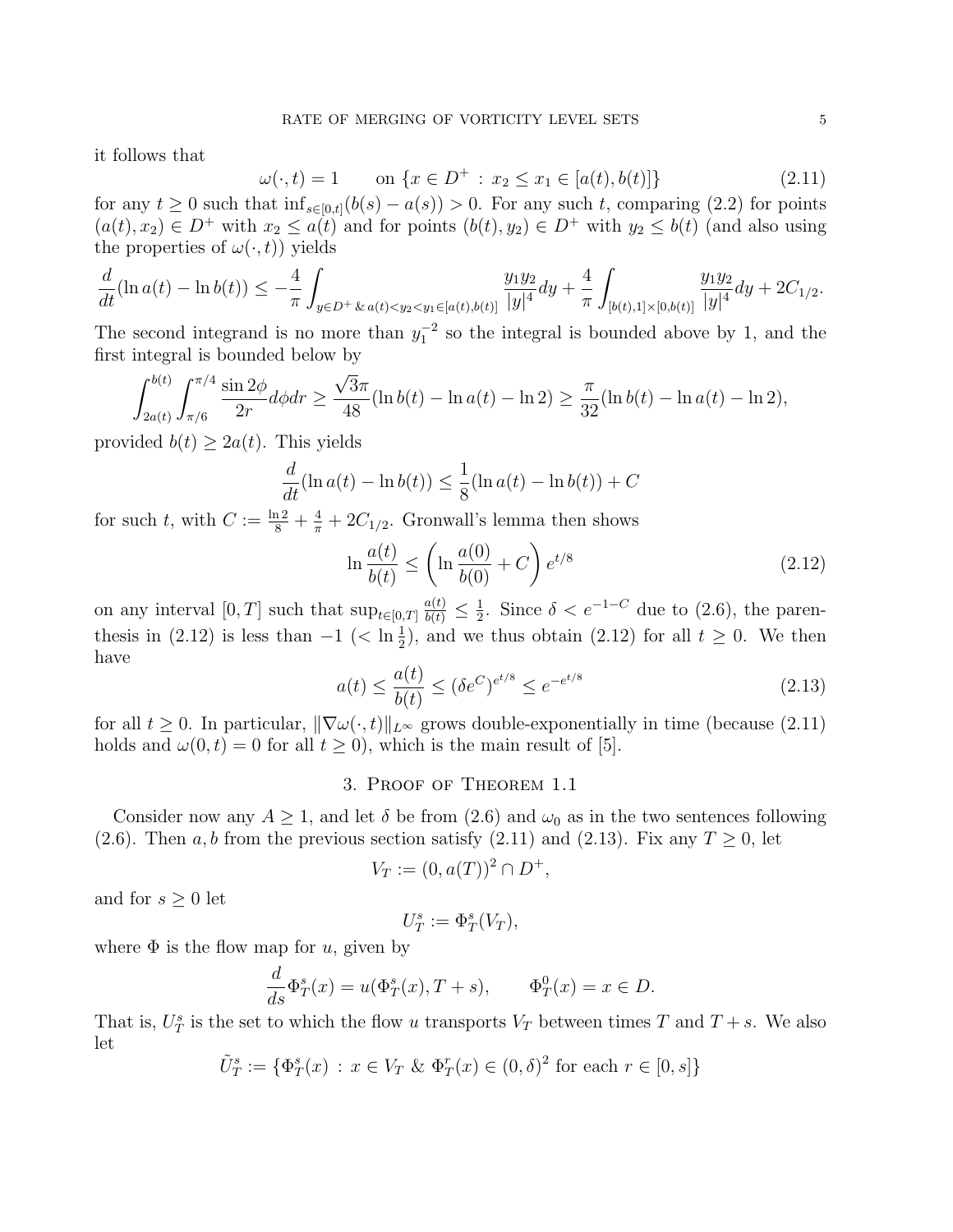it follows that

$$\omega(\cdot,t) = 1 \qquad \text{on } \{x \in D^+ \,:\, x_2 \le x_1 \in [a(t), b(t)]\} \tag{2.11}$$

for any $t \ge 0$ such that $\inf_{s\in[0,t]}(b(s) - a(s)) > 0$. For any such $t$, comparing (2.2) for points $(a(t), x_2) \in D^+$ with $x_2 \le a(t)$ and for points $(b(t), y_2) \in D^+$ with $y_2 \le b(t)$ (and also using the properties of $\omega(\cdot, t)$) yields

$$\frac{d}{dt}(\ln a(t) - \ln b(t)) \le -\frac{4}{\pi} \int_{y \in D^+ \,\&\, a(t) < y_2 < y_1 \in [a(t), b(t)]} \frac{y_1 y_2}{|y|^4} dy + \frac{4}{\pi} \int_{[b(t),1]\times[0,b(t)]} \frac{y_1 y_2}{|y|^4} dy + 2C_{1/2}.$$

The second integrand is no more than $y_1^{-2}$ so the integral is bounded above by 1, and the first integral is bounded below by

$$\int_{2a(t)}^{b(t)} \int_{\pi/6}^{\pi/4} \frac{\sin 2\phi}{2r} d\phi dr \ge \frac{\sqrt{3}\pi}{48}(\ln b(t) - \ln a(t) - \ln 2) \ge \frac{\pi}{32}(\ln b(t) - \ln a(t) - \ln 2),$$

provided $b(t) \ge 2a(t)$. This yields

$$\frac{d}{dt}(\ln a(t) - \ln b(t)) \le \frac{1}{8}(\ln a(t) - \ln b(t)) + C$$

for such $t$, with $C := \frac{\ln 2}{8} + \frac{4}{\pi} + 2C_{1/2}$. Gronwall's lemma then shows

$$\ln \frac{a(t)}{b(t)} \le \left( \ln \frac{a(0)}{b(0)} + C \right) e^{t/8} \tag{2.12}$$

on any interval $[0, T]$ such that $\sup_{t\in[0,T]} \frac{a(t)}{b(t)} \le \frac{1}{2}$. Since $\delta < e^{-1-C}$ due to (2.6), the parenthesis in (2.12) is less than $-1$ ($< \ln \frac{1}{2}$), and we thus obtain (2.12) for all $t \ge 0$. We then have

$$a(t) \le \frac{a(t)}{b(t)} \le (\delta e^C)^{e^{t/8}} \le e^{-e^{t/8}} \tag{2.13}$$

for all $t \ge 0$. In particular, $\|\nabla\omega(\cdot, t)\|_{L^\infty}$ grows double-exponentially in time (because (2.11) holds and $\omega(0, t) = 0$ for all $t \ge 0$), which is the main result of [5].

## 3. Proof of Theorem 1.1

Consider now any $A \ge 1$, and let $\delta$ be from (2.6) and $\omega_0$ as in the two sentences following (2.6). Then $a, b$ from the previous section satisfy (2.11) and (2.13). Fix any $T \ge 0$, let

$$V_T := (0, a(T))^2 \cap D^+,$$

and for $s \ge 0$ let

$$U_T^s := \Phi_T^s(V_T),$$

where $\Phi$ is the flow map for $u$, given by

$$\frac{d}{ds}\Phi_T^s(x) = u(\Phi_T^s(x), T + s), \qquad \Phi_T^0(x) = x \in D.$$

That is, $U_T^s$ is the set to which the flow $u$ transports $V_T$ between times $T$ and $T + s$. We also let

$$\tilde{U}_T^s := \{\Phi_T^s(x) \,:\, x \in V_T \;\&\; \Phi_T^r(x) \in (0, \delta)^2 \text{ for each } r \in [0, s]\}$$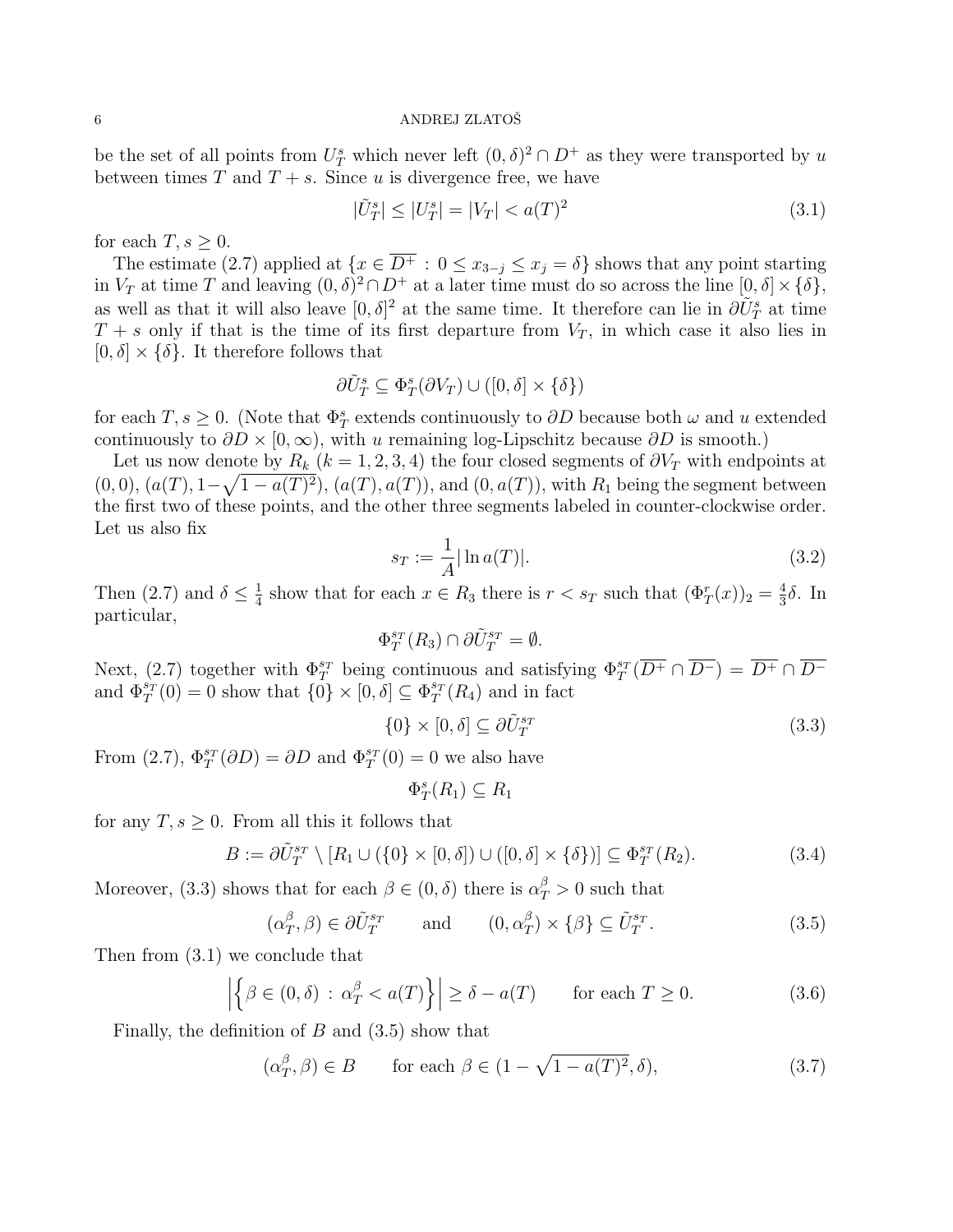be the set of all points from $U_T^s$ which never left $(0,\delta)^2 \cap D^+$ as they were transported by $u$ between times $T$ and $T+s$. Since $u$ is divergence free, we have

$$|\tilde{U}_T^s| \le |U_T^s| = |V_T| < a(T)^2 \tag{3.1}$$

for each $T, s \ge 0$.

The estimate (2.7) applied at $\{x \in \overline{D^+} \,:\, 0 \le x_{3-j} \le x_j = \delta\}$ shows that any point starting in $V_T$ at time $T$ and leaving $(0,\delta)^2 \cap D^+$ at a later time must do so across the line $[0,\delta] \times \{\delta\}$, as well as that it will also leave $[0,\delta]^2$ at the same time. It therefore can lie in $\partial \tilde{U}_T^s$ at time $T+s$ only if that is the time of its first departure from $V_T$, in which case it also lies in $[0,\delta] \times \{\delta\}$. It therefore follows that

$$\partial \tilde{U}_T^s \subseteq \Phi_T^s(\partial V_T) \cup ([0,\delta] \times \{\delta\})$$

for each $T, s \ge 0$. (Note that $\Phi_T^s$ extends continuously to $\partial D$ because both $\omega$ and $u$ extended continuously to $\partial D \times [0,\infty)$, with $u$ remaining log-Lipschitz because $\partial D$ is smooth.)

Let us now denote by $R_k$ ($k = 1,2,3,4$) the four closed segments of $\partial V_T$ with endpoints at $(0,0)$, $(a(T), 1-\sqrt{1-a(T)^2})$, $(a(T), a(T))$, and $(0, a(T))$, with $R_1$ being the segment between the first two of these points, and the other three segments labeled in counter-clockwise order. Let us also fix

$$s_T := \frac{1}{A} |\ln a(T)|. \tag{3.2}$$

Then (2.7) and $\delta \le \frac{1}{4}$ show that for each $x \in R_3$ there is $r < s_T$ such that $(\Phi_T^r(x))_2 = \frac{4}{3}\delta$. In particular,

$$\Phi_T^{s_T}(R_3) \cap \partial \tilde{U}_T^{s_T} = \emptyset.$$

Next, (2.7) together with $\Phi_T^{s_T}$ being continuous and satisfying $\Phi_T^{s_T}(\overline{D^+} \cap \overline{D^-}) = \overline{D^+} \cap \overline{D^-}$ and $\Phi_T^{s_T}(0) = 0$ show that $\{0\} \times [0,\delta] \subseteq \Phi_T^{s_T}(R_4)$ and in fact

$$\{0\} \times [0,\delta] \subseteq \partial \tilde{U}_T^{s_T} \tag{3.3}$$

From (2.7), $\Phi_T^{s_T}(\partial D) = \partial D$ and $\Phi_T^{s_T}(0) = 0$ we also have

$$\Phi_T^s(R_1) \subseteq R_1$$

for any $T, s \ge 0$. From all this it follows that

$$B := \partial \tilde{U}_T^{s_T} \setminus [R_1 \cup (\{0\} \times [0,\delta]) \cup ([0,\delta] \times \{\delta\})] \subseteq \Phi_T^{s_T}(R_2). \tag{3.4}$$

Moreover, (3.3) shows that for each $\beta \in (0,\delta)$ there is $\alpha_T^\beta > 0$ such that

$$(\alpha_T^\beta, \beta) \in \partial \tilde{U}_T^{s_T} \qquad \text{and} \qquad (0, \alpha_T^\beta) \times \{\beta\} \subseteq \tilde{U}_T^{s_T}. \tag{3.5}$$

Then from (3.1) we conclude that

$$\left| \left\{ \beta \in (0,\delta) \,:\, \alpha_T^\beta < a(T) \right\} \right| \ge \delta - a(T) \qquad \text{for each } T \ge 0. \tag{3.6}$$

Finally, the definition of $B$ and (3.5) show that

$$(\alpha_T^\beta, \beta) \in B \qquad \text{for each } \beta \in (1 - \sqrt{1-a(T)^2}, \delta), \tag{3.7}$$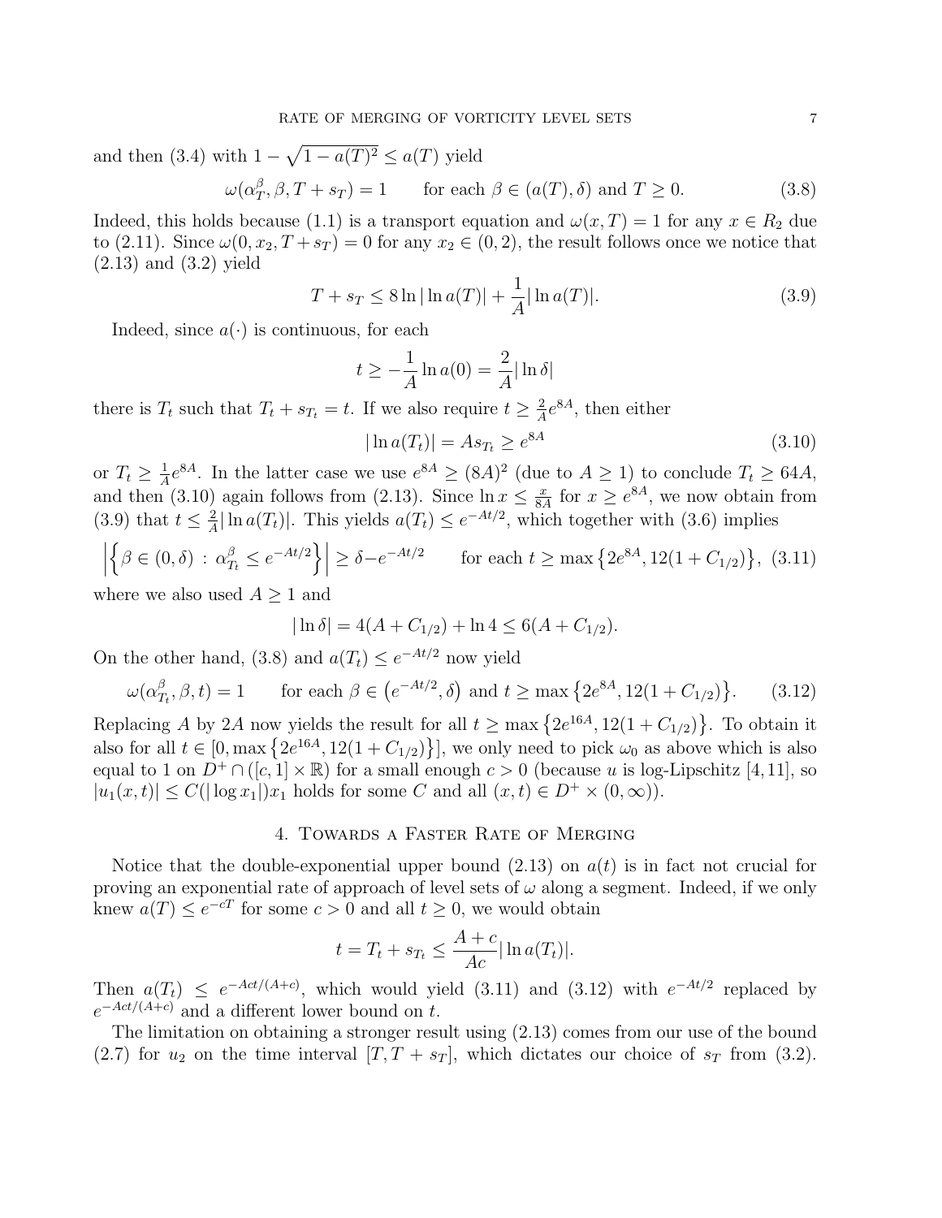and then (3.4) with $1 - \sqrt{1 - a(T)^2} \le a(T)$ yield

$$\omega(\alpha_T^\beta, \beta, T + s_T) = 1 \qquad \text{for each } \beta \in (a(T), \delta) \text{ and } T \ge 0. \tag{3.8}$$

Indeed, this holds because (1.1) is a transport equation and $\omega(x, T) = 1$ for any $x \in R_2$ due to (2.11). Since $\omega(0, x_2, T + s_T) = 0$ for any $x_2 \in (0, 2)$, the result follows once we notice that (2.13) and (3.2) yield

$$T + s_T \le 8 \ln |\ln a(T)| + \frac{1}{A} |\ln a(T)|. \tag{3.9}$$

Indeed, since $a(\cdot)$ is continuous, for each

$$t \ge -\frac{1}{A} \ln a(0) = \frac{2}{A} |\ln \delta|$$

there is $T_t$ such that $T_t + s_{T_t} = t$. If we also require $t \ge \frac{2}{A} e^{8A}$, then either

$$|\ln a(T_t)| = A s_{T_t} \ge e^{8A} \tag{3.10}$$

or $T_t \ge \frac{1}{A} e^{8A}$. In the latter case we use $e^{8A} \ge (8A)^2$ (due to $A \ge 1$) to conclude $T_t \ge 64A$, and then (3.10) again follows from (2.13). Since $\ln x \le \frac{x}{8A}$ for $x \ge e^{8A}$, we now obtain from (3.9) that $t \le \frac{2}{A} |\ln a(T_t)|$. This yields $a(T_t) \le e^{-At/2}$, which together with (3.6) implies

$$\left| \left\{ \beta \in (0, \delta) \, : \, \alpha_{T_t}^\beta \le e^{-At/2} \right\} \right| \ge \delta - e^{-At/2} \qquad \text{for each } t \ge \max\left\{ 2e^{8A}, 12(1 + C_{1/2}) \right\}, \tag{3.11}$$

where we also used $A \ge 1$ and

$$|\ln \delta| = 4(A + C_{1/2}) + \ln 4 \le 6(A + C_{1/2}).$$

On the other hand, (3.8) and $a(T_t) \le e^{-At/2}$ now yield

$$\omega(\alpha_{T_t}^\beta, \beta, t) = 1 \qquad \text{for each } \beta \in \left(e^{-At/2}, \delta\right) \text{ and } t \ge \max\left\{ 2e^{8A}, 12(1 + C_{1/2}) \right\}. \tag{3.12}$$

Replacing $A$ by $2A$ now yields the result for all $t \ge \max\left\{ 2e^{16A}, 12(1 + C_{1/2}) \right\}$. To obtain it also for all $t \in [0, \max\left\{ 2e^{16A}, 12(1 + C_{1/2}) \right\}]$, we only need to pick $\omega_0$ as above which is also equal to 1 on $D^+ \cap ([c, 1] \times \mathbb{R})$ for a small enough $c > 0$ (because $u$ is log-Lipschitz [4, 11], so $|u_1(x, t)| \le C(|\log x_1|) x_1$ holds for some $C$ and all $(x, t) \in D^+ \times (0, \infty)$).

## 4. Towards a Faster Rate of Merging

Notice that the double-exponential upper bound (2.13) on $a(t)$ is in fact not crucial for proving an exponential rate of approach of level sets of $\omega$ along a segment. Indeed, if we only knew $a(T) \le e^{-cT}$ for some $c > 0$ and all $t \ge 0$, we would obtain

$$t = T_t + s_{T_t} \le \frac{A + c}{Ac} |\ln a(T_t)|.$$

Then $a(T_t) \le e^{-Act/(A+c)}$, which would yield (3.11) and (3.12) with $e^{-At/2}$ replaced by $e^{-Act/(A+c)}$ and a different lower bound on $t$.

The limitation on obtaining a stronger result using (2.13) comes from our use of the bound (2.7) for $u_2$ on the time interval $[T, T + s_T]$, which dictates our choice of $s_T$ from (3.2).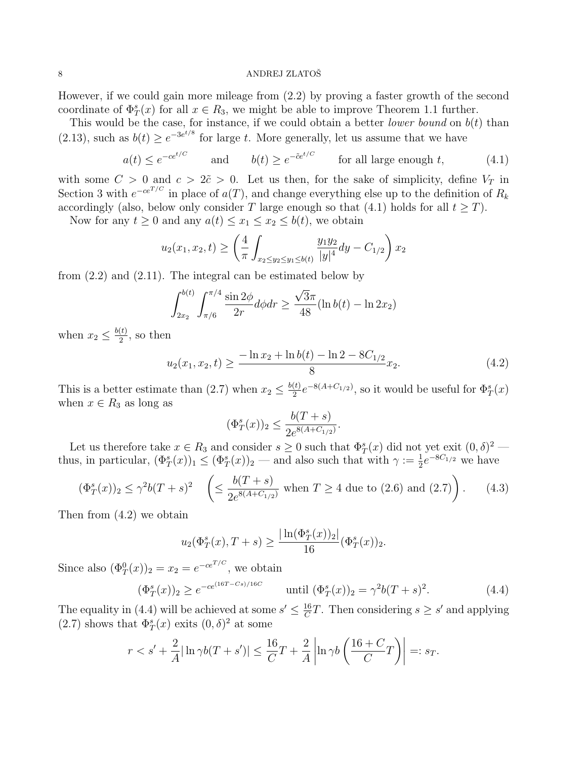However, if we could gain more mileage from (2.2) by proving a faster growth of the second coordinate of $\Phi_T^s(x)$ for all $x \in R_3$, we might be able to improve Theorem 1.1 further.

This would be the case, for instance, if we could obtain a better *lower bound* on $b(t)$ than (2.13), such as $b(t) \geq e^{-3e^{t/8}}$ for large $t$. More generally, let us assume that we have

$$a(t) \leq e^{-ce^{t/C}} \qquad \text{and} \qquad b(t) \geq e^{-\tilde{c}e^{t/C}} \qquad \text{for all large enough } t, \tag{4.1}$$

with some $C > 0$ and $c > 2\tilde{c} > 0$. Let us then, for the sake of simplicity, define $V_T$ in Section 3 with $e^{-ce^{T/C}}$ in place of $a(T)$, and change everything else up to the definition of $R_k$ accordingly (also, below only consider $T$ large enough so that (4.1) holds for all $t \geq T$).

Now for any $t \geq 0$ and any $a(t) \leq x_1 \leq x_2 \leq b(t)$, we obtain

$$u_2(x_1, x_2, t) \geq \left( \frac{4}{\pi} \int_{x_2 \leq y_2 \leq y_1 \leq b(t)} \frac{y_1 y_2}{|y|^4} dy - C_{1/2} \right) x_2$$

from (2.2) and (2.11). The integral can be estimated below by

$$\int_{2x_2}^{b(t)} \int_{\pi/6}^{\pi/4} \frac{\sin 2\phi}{2r} d\phi dr \geq \frac{\sqrt{3}\pi}{48} (\ln b(t) - \ln 2x_2)$$

when $x_2 \leq \frac{b(t)}{2}$, so then

$$u_2(x_1, x_2, t) \geq \frac{-\ln x_2 + \ln b(t) - \ln 2 - 8C_{1/2}}{8} x_2. \tag{4.2}$$

This is a better estimate than (2.7) when $x_2 \leq \frac{b(t)}{2} e^{-8(A + C_{1/2})}$, so it would be useful for $\Phi_T^s(x)$ when $x \in R_3$ as long as

$$(\Phi_T^s(x))_2 \leq \frac{b(T+s)}{2e^{8(A+C_{1/2})}}.$$

Let us therefore take $x \in R_3$ and consider $s \geq 0$ such that $\Phi_T^s(x)$ did not yet exit $(0, \delta)^2$ — thus, in particular, $(\Phi_T^s(x))_1 \leq (\Phi_T^s(x))_2$ — and also such that with $\gamma := \frac{1}{2} e^{-8C_{1/2}}$ we have

$$(\Phi_T^s(x))_2 \leq \gamma^2 b(T+s)^2 \quad \left( \leq \frac{b(T+s)}{2e^{8(A+C_{1/2})}} \text{ when } T \geq 4 \text{ due to (2.6) and (2.7)} \right). \tag{4.3}$$

Then from (4.2) we obtain

$$u_2(\Phi_T^s(x), T+s) \geq \frac{|\ln(\Phi_T^s(x))_2|}{16} (\Phi_T^s(x))_2.$$

Since also $(\Phi_T^0(x))_2 = x_2 = e^{-ce^{T/C}}$, we obtain

$$(\Phi_T^s(x))_2 \geq e^{-ce^{(16T - Cs)/16C}} \qquad \text{until } (\Phi_T^s(x))_2 = \gamma^2 b(T+s)^2. \tag{4.4}$$

The equality in (4.4) will be achieved at some $s' \leq \frac{16}{C} T$. Then considering $s \geq s'$ and applying (2.7) shows that $\Phi_T^s(x)$ exits $(0, \delta)^2$ at some

$$r < s' + \frac{2}{A} |\ln \gamma b(T + s')| \leq \frac{16}{C} T + \frac{2}{A} \left| \ln \gamma b \left( \frac{16 + C}{C} T \right) \right| =: s_T.$$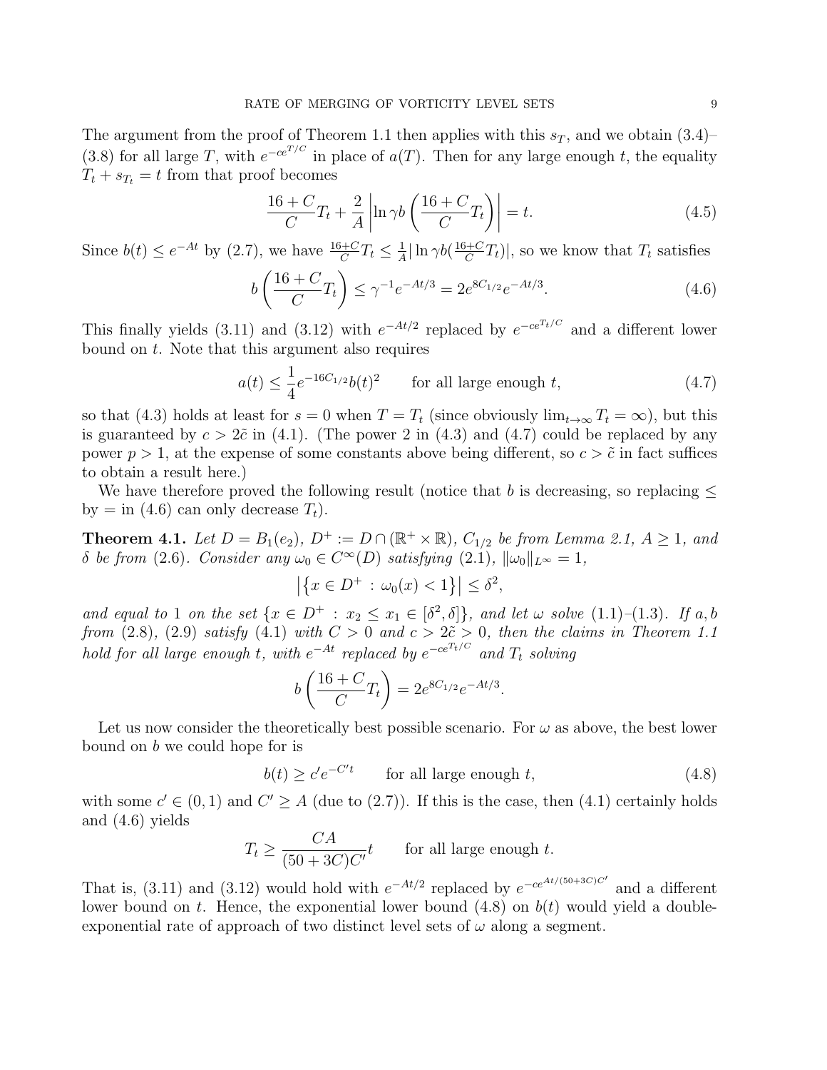The argument from the proof of Theorem 1.1 then applies with this $s_T$, and we obtain (3.4)–(3.8) for all large $T$, with $e^{-ce^{T/C}}$ in place of $a(T)$. Then for any large enough $t$, the equality $T_t + s_{T_t} = t$ from that proof becomes

$$\frac{16+C}{C}T_t + \frac{2}{A}\left|\ln \gamma b\left(\frac{16+C}{C}T_t\right)\right| = t. \tag{4.5}$$

Since $b(t) \le e^{-At}$ by (2.7), we have $\frac{16+C}{C}T_t \le \frac{1}{A}|\ln \gamma b(\frac{16+C}{C}T_t)|$, so we know that $T_t$ satisfies

$$b\left(\frac{16+C}{C}T_t\right) \le \gamma^{-1}e^{-At/3} = 2e^{8C_{1/2}}e^{-At/3}. \tag{4.6}$$

This finally yields (3.11) and (3.12) with $e^{-At/2}$ replaced by $e^{-ce^{T_t/C}}$ and a different lower bound on $t$. Note that this argument also requires

$$a(t) \le \frac{1}{4}e^{-16C_{1/2}}b(t)^2 \qquad \text{for all large enough } t, \tag{4.7}$$

so that (4.3) holds at least for $s = 0$ when $T = T_t$ (since obviously $\lim_{t\to\infty} T_t = \infty$), but this is guaranteed by $c > 2\tilde{c}$ in (4.1). (The power 2 in (4.3) and (4.7) could be replaced by any power $p > 1$, at the expense of some constants above being different, so $c > \tilde{c}$ in fact suffices to obtain a result here.)

We have therefore proved the following result (notice that $b$ is decreasing, so replacing $\le$ by $=$ in (4.6) can only decrease $T_t$).

**Theorem 4.1.** *Let $D = B_1(e_2)$, $D^+ := D \cap (\mathbb{R}^+ \times \mathbb{R})$, $C_{1/2}$ be from Lemma 2.1, $A \ge 1$, and $\delta$ be from (2.6). Consider any $\omega_0 \in C^\infty(D)$ satisfying (2.1), $\|\omega_0\|_{L^\infty} = 1$,*

$$\left|\left\{x \in D^+ \,:\, \omega_0(x) < 1\right\}\right| \le \delta^2,$$

*and equal to 1 on the set $\{x \in D^+ \,:\, x_2 \le x_1 \in [\delta^2, \delta]\}$, and let $\omega$ solve (1.1)–(1.3). If $a, b$ from (2.8), (2.9) satisfy (4.1) with $C > 0$ and $c > 2\tilde{c} > 0$, then the claims in Theorem 1.1 hold for all large enough $t$, with $e^{-At}$ replaced by $e^{-ce^{T_t/C}}$ and $T_t$ solving*

$$b\left(\frac{16+C}{C}T_t\right) = 2e^{8C_{1/2}}e^{-At/3}.$$

Let us now consider the theoretically best possible scenario. For $\omega$ as above, the best lower bound on $b$ we could hope for is

$$b(t) \ge c'e^{-C't} \qquad \text{for all large enough } t, \tag{4.8}$$

with some $c' \in (0,1)$ and $C' \ge A$ (due to (2.7)). If this is the case, then (4.1) certainly holds and (4.6) yields

$$T_t \ge \frac{CA}{(50+3C)C'}t \qquad \text{for all large enough } t.$$

That is, (3.11) and (3.12) would hold with $e^{-At/2}$ replaced by $e^{-ce^{At/(50+3C)C'}}$ and a different lower bound on $t$. Hence, the exponential lower bound (4.8) on $b(t)$ would yield a double-exponential rate of approach of two distinct level sets of $\omega$ along a segment.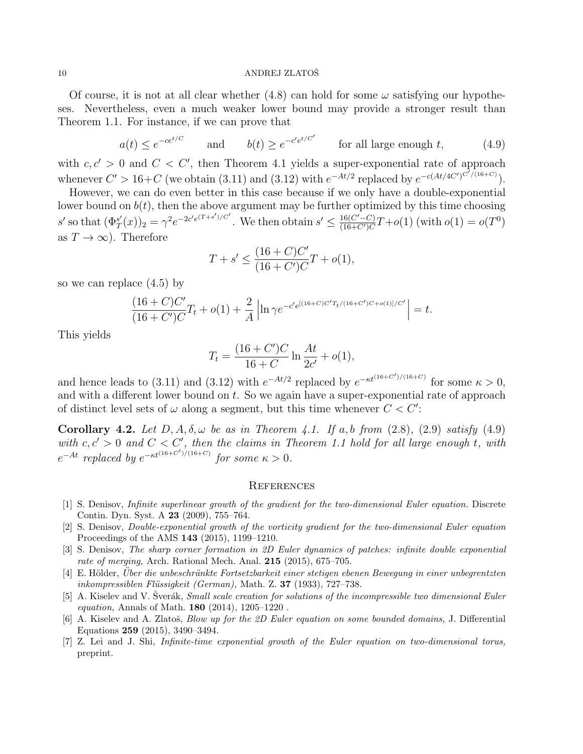Of course, it is not at all clear whether (4.8) can hold for some $\omega$ satisfying our hypotheses. Nevertheless, even a much weaker lower bound may provide a stronger result than Theorem 1.1. For instance, if we can prove that

$$a(t) \le e^{-ce^{t/C}} \qquad \text{and} \qquad b(t) \ge e^{-c'e^{t/C'}} \qquad \text{for all large enough } t, \tag{4.9}$$

with $c, c' > 0$ and $C < C'$, then Theorem 4.1 yields a super-exponential rate of approach whenever $C' > 16+C$ (we obtain (3.11) and (3.12) with $e^{-At/2}$ replaced by $e^{-c(At/4C')^{C'/(16+C)}}$).

However, we can do even better in this case because if we only have a double-exponential lower bound on $b(t)$, then the above argument may be further optimized by this time choosing $s'$ so that $(\Phi_T^{s'}(x))_2 = \gamma^2 e^{-2c'e^{(T+s')/C'}}$. We then obtain $s' \le \frac{16(C'-C)}{(16+C')C}T + o(1)$ (with $o(1) = o(T^0)$ as $T \to \infty$). Therefore

$$T + s' \le \frac{(16+C)C'}{(16+C')C}T + o(1),$$

so we can replace (4.5) by

$$\frac{(16+C)C'}{(16+C')C}T_t + o(1) + \frac{2}{A}\left|\ln \gamma e^{-c'e^{[(16+C)C'T_t/(16+C')C+o(1)]/C'}}\right| = t.$$

This yields

$$T_t = \frac{(16+C')C}{16+C}\ln\frac{At}{2c'} + o(1),$$

and hence leads to (3.11) and (3.12) with $e^{-At/2}$ replaced by $e^{-\kappa t^{(16+C')/(16+C)}}$ for some $\kappa > 0$, and with a different lower bound on $t$. So we again have a super-exponential rate of approach of distinct level sets of $\omega$ along a segment, but this time whenever $C < C'$:

**Corollary 4.2.** *Let $D, A, \delta, \omega$ be as in Theorem 4.1. If $a, b$ from (2.8), (2.9) satisfy (4.9) with $c, c' > 0$ and $C < C'$, then the claims in Theorem 1.1 hold for all large enough $t$, with $e^{-At}$ replaced by $e^{-\kappa t^{(16+C')/(16+C)}}$ for some $\kappa > 0$.*

## References

[1] S. Denisov, *Infinite superlinear growth of the gradient for the two-dimensional Euler equation.* Discrete Contin. Dyn. Syst. A **23** (2009), 755–764.

[2] S. Denisov, *Double-exponential growth of the vorticity gradient for the two-dimensional Euler equation* Proceedings of the AMS **143** (2015), 1199–1210.

[3] S. Denisov, *The sharp corner formation in 2D Euler dynamics of patches: infinite double exponential rate of merging,* Arch. Rational Mech. Anal. **215** (2015), 675–705.

[4] E. Hölder, *Über die unbeschränkte Fortsetzbarkeit einer stetigen ebenen Bewegung in einer unbegrentzten inkompressiblen Flüssigkeit (German),* Math. Z. **37** (1933), 727–738.

[5] A. Kiselev and V. Šverák, *Small scale creation for solutions of the incompressible two dimensional Euler equation,* Annals of Math. **180** (2014), 1205–1220 .

[6] A. Kiselev and A. Zlatoš, *Blow up for the 2D Euler equation on some bounded domains,* J. Differential Equations **259** (2015), 3490–3494.

[7] Z. Lei and J. Shi, *Infinite-time exponential growth of the Euler equation on two-dimensional torus,* preprint.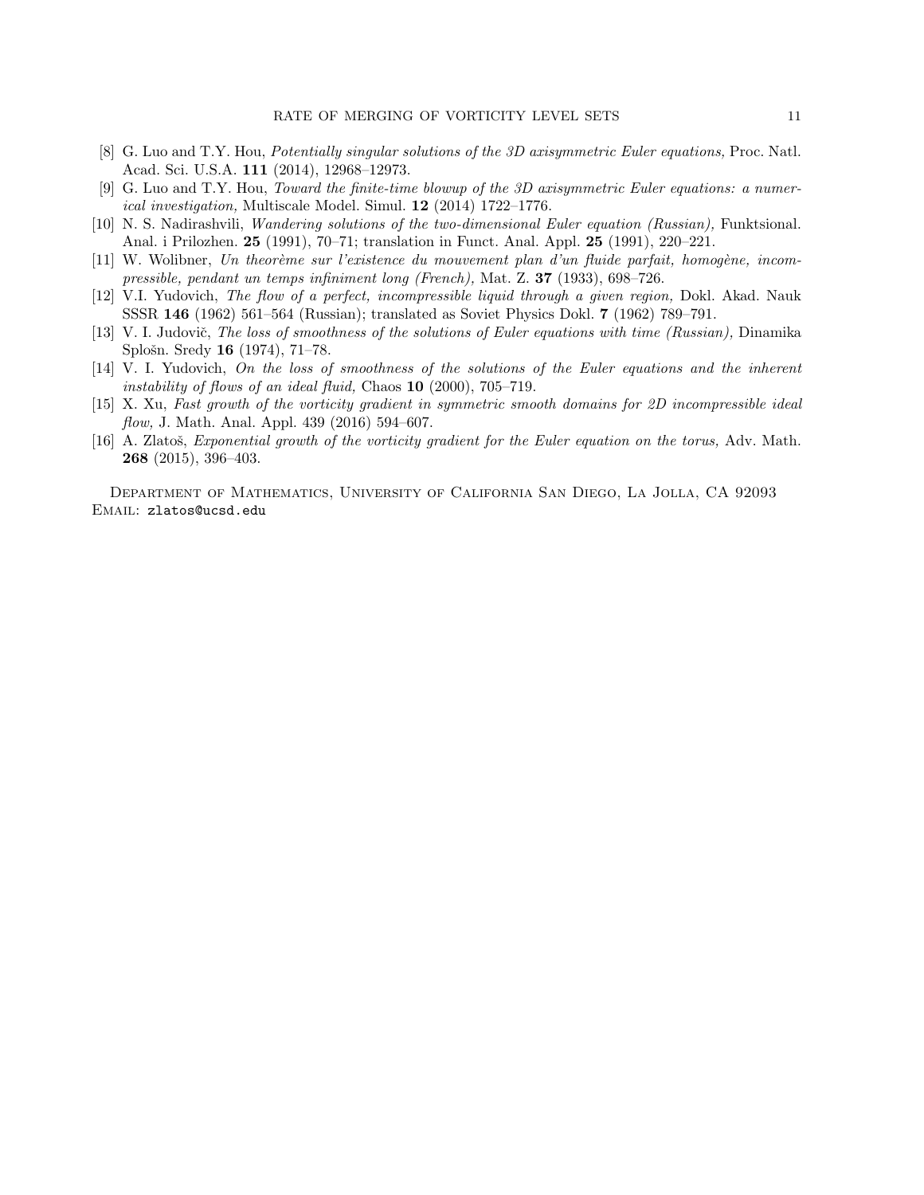[8] G. Luo and T.Y. Hou, *Potentially singular solutions of the 3D axisymmetric Euler equations,* Proc. Natl. Acad. Sci. U.S.A. **111** (2014), 12968–12973.

[9] G. Luo and T.Y. Hou, *Toward the finite-time blowup of the 3D axisymmetric Euler equations: a numerical investigation,* Multiscale Model. Simul. **12** (2014) 1722–1776.

[10] N. S. Nadirashvili, *Wandering solutions of the two-dimensional Euler equation (Russian),* Funktsional. Anal. i Prilozhen. **25** (1991), 70–71; translation in Funct. Anal. Appl. **25** (1991), 220–221.

[11] W. Wolibner, *Un theorème sur l'existence du mouvement plan d'un fluide parfait, homogène, incompressible, pendant un temps infiniment long (French),* Mat. Z. **37** (1933), 698–726.

[12] V.I. Yudovich, *The flow of a perfect, incompressible liquid through a given region,* Dokl. Akad. Nauk SSSR **146** (1962) 561–564 (Russian); translated as Soviet Physics Dokl. **7** (1962) 789–791.

[13] V. I. Judovič, *The loss of smoothness of the solutions of Euler equations with time (Russian),* Dinamika Splošn. Sredy **16** (1974), 71–78.

[14] V. I. Yudovich, *On the loss of smoothness of the solutions of the Euler equations and the inherent instability of flows of an ideal fluid,* Chaos **10** (2000), 705–719.

[15] X. Xu, *Fast growth of the vorticity gradient in symmetric smooth domains for 2D incompressible ideal flow,* J. Math. Anal. Appl. 439 (2016) 594–607.

[16] A. Zlatoš, *Exponential growth of the vorticity gradient for the Euler equation on the torus,* Adv. Math. **268** (2015), 396–403.

Department of Mathematics, University of California San Diego, La Jolla, CA 92093
Email: zlatos@ucsd.edu